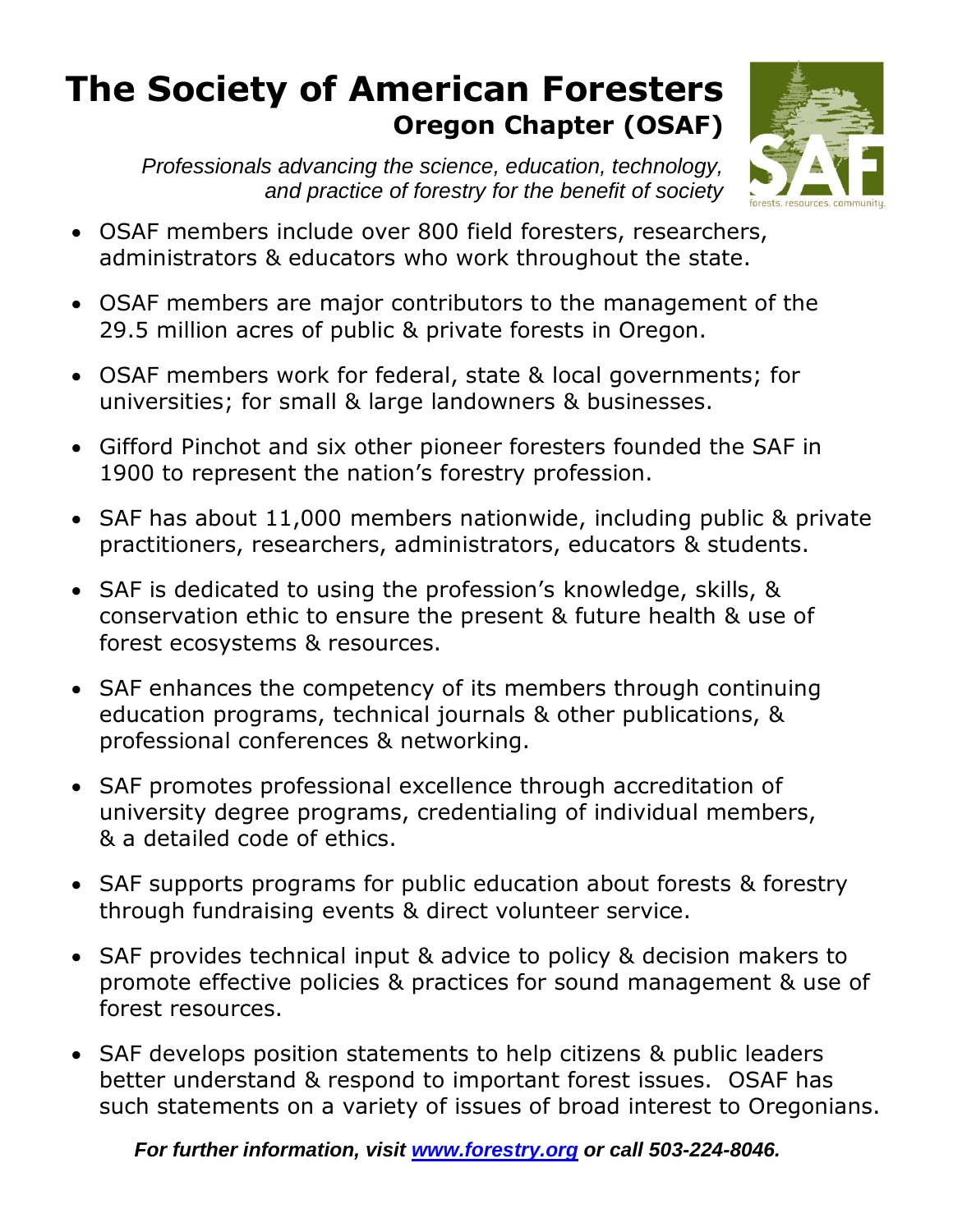# The Society of American Foresters

## Oregon Chapter (OSAF)

*Professionals advancing the science, education, technology, and practice of forestry for the benefit of society*

- OSAF members include over 800 field foresters, researchers, administrators & educators who work throughout the state.
- OSAF members are major contributors to the management of the 29.5 million acres of public & private forests in Oregon.
- OSAF members work for federal, state & local governments; for universities; for small & large landowners & businesses.
- Gifford Pinchot and six other pioneer foresters founded the SAF in 1900 to represent the nation's forestry profession.
- SAF has about 11,000 members nationwide, including public & private practitioners, researchers, administrators, educators & students.
- SAF is dedicated to using the profession's knowledge, skills, & conservation ethic to ensure the present & future health & use of forest ecosystems & resources.
- SAF enhances the competency of its members through continuing education programs, technical journals & other publications, & professional conferences & networking.
- SAF promotes professional excellence through accreditation of university degree programs, credentialing of individual members, & a detailed code of ethics.
- SAF supports programs for public education about forests & forestry through fundraising events & direct volunteer service.
- SAF provides technical input & advice to policy & decision makers to promote effective policies & practices for sound management & use of forest resources.
- SAF develops position statements to help citizens & public leaders better understand & respond to important forest issues. OSAF has such statements on a variety of issues of broad interest to Oregonians.

***For further information, visit [www.forestry.org](http://www.forestry.org) or call 503-224-8046.***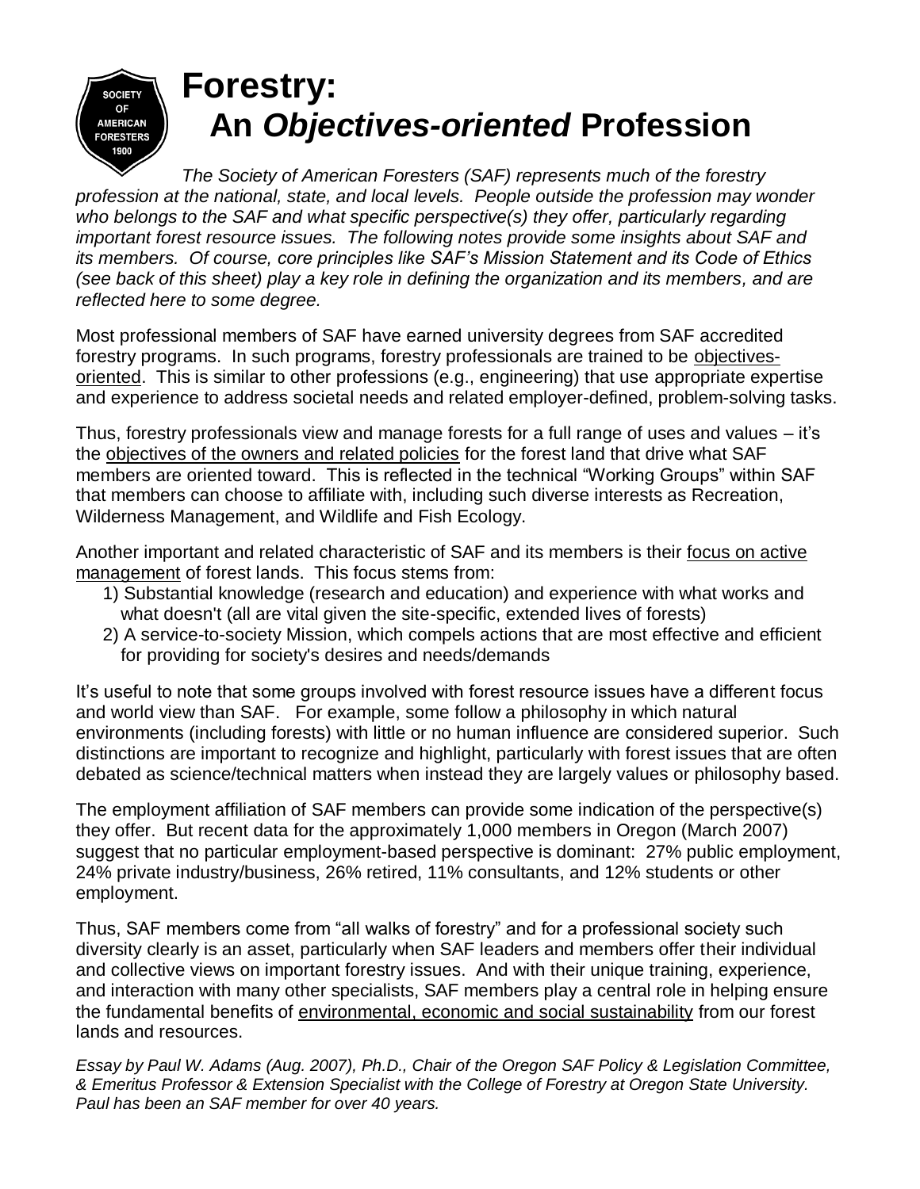# Forestry: An *Objectives-oriented* Profession

*The Society of American Foresters (SAF) represents much of the forestry profession at the national, state, and local levels. People outside the profession may wonder who belongs to the SAF and what specific perspective(s) they offer, particularly regarding important forest resource issues. The following notes provide some insights about SAF and its members. Of course, core principles like SAF's Mission Statement and its Code of Ethics (see back of this sheet) play a key role in defining the organization and its members, and are reflected here to some degree.*

Most professional members of SAF have earned university degrees from SAF accredited forestry programs. In such programs, forestry professionals are trained to be objectives-oriented. This is similar to other professions (e.g., engineering) that use appropriate expertise and experience to address societal needs and related employer-defined, problem-solving tasks.

Thus, forestry professionals view and manage forests for a full range of uses and values – it's the objectives of the owners and related policies for the forest land that drive what SAF members are oriented toward. This is reflected in the technical "Working Groups" within SAF that members can choose to affiliate with, including such diverse interests as Recreation, Wilderness Management, and Wildlife and Fish Ecology.

Another important and related characteristic of SAF and its members is their focus on active management of forest lands. This focus stems from:

1) Substantial knowledge (research and education) and experience with what works and what doesn't (all are vital given the site-specific, extended lives of forests)
2) A service-to-society Mission, which compels actions that are most effective and efficient for providing for society's desires and needs/demands

It's useful to note that some groups involved with forest resource issues have a different focus and world view than SAF. For example, some follow a philosophy in which natural environments (including forests) with little or no human influence are considered superior. Such distinctions are important to recognize and highlight, particularly with forest issues that are often debated as science/technical matters when instead they are largely values or philosophy based.

The employment affiliation of SAF members can provide some indication of the perspective(s) they offer. But recent data for the approximately 1,000 members in Oregon (March 2007) suggest that no particular employment-based perspective is dominant: 27% public employment, 24% private industry/business, 26% retired, 11% consultants, and 12% students or other employment.

Thus, SAF members come from "all walks of forestry" and for a professional society such diversity clearly is an asset, particularly when SAF leaders and members offer their individual and collective views on important forestry issues. And with their unique training, experience, and interaction with many other specialists, SAF members play a central role in helping ensure the fundamental benefits of environmental, economic and social sustainability from our forest lands and resources.

*Essay by Paul W. Adams (Aug. 2007), Ph.D., Chair of the Oregon SAF Policy & Legislation Committee, & Emeritus Professor & Extension Specialist with the College of Forestry at Oregon State University. Paul has been an SAF member for over 40 years.*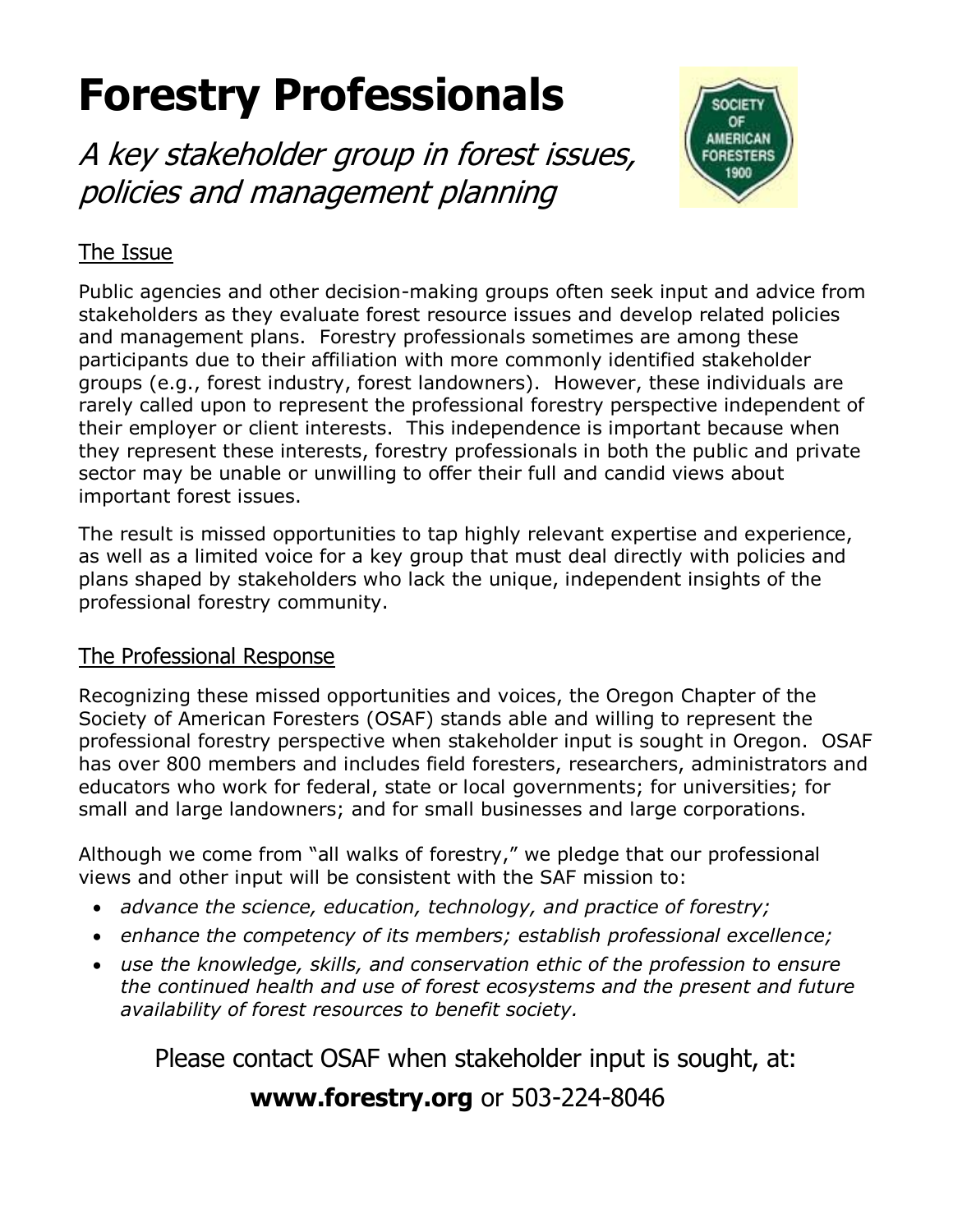# Forestry Professionals

## *A key stakeholder group in forest issues, policies and management planning*

### The Issue

Public agencies and other decision-making groups often seek input and advice from stakeholders as they evaluate forest resource issues and develop related policies and management plans. Forestry professionals sometimes are among these participants due to their affiliation with more commonly identified stakeholder groups (e.g., forest industry, forest landowners). However, these individuals are rarely called upon to represent the professional forestry perspective independent of their employer or client interests. This independence is important because when they represent these interests, forestry professionals in both the public and private sector may be unable or unwilling to offer their full and candid views about important forest issues.

The result is missed opportunities to tap highly relevant expertise and experience, as well as a limited voice for a key group that must deal directly with policies and plans shaped by stakeholders who lack the unique, independent insights of the professional forestry community.

### The Professional Response

Recognizing these missed opportunities and voices, the Oregon Chapter of the Society of American Foresters (OSAF) stands able and willing to represent the professional forestry perspective when stakeholder input is sought in Oregon. OSAF has over 800 members and includes field foresters, researchers, administrators and educators who work for federal, state or local governments; for universities; for small and large landowners; and for small businesses and large corporations.

Although we come from "all walks of forestry," we pledge that our professional views and other input will be consistent with the SAF mission to:

- *advance the science, education, technology, and practice of forestry;*
- *enhance the competency of its members; establish professional excellence;*
- *use the knowledge, skills, and conservation ethic of the profession to ensure the continued health and use of forest ecosystems and the present and future availability of forest resources to benefit society.*

Please contact OSAF when stakeholder input is sought, at:

**www.forestry.org** or 503-224-8046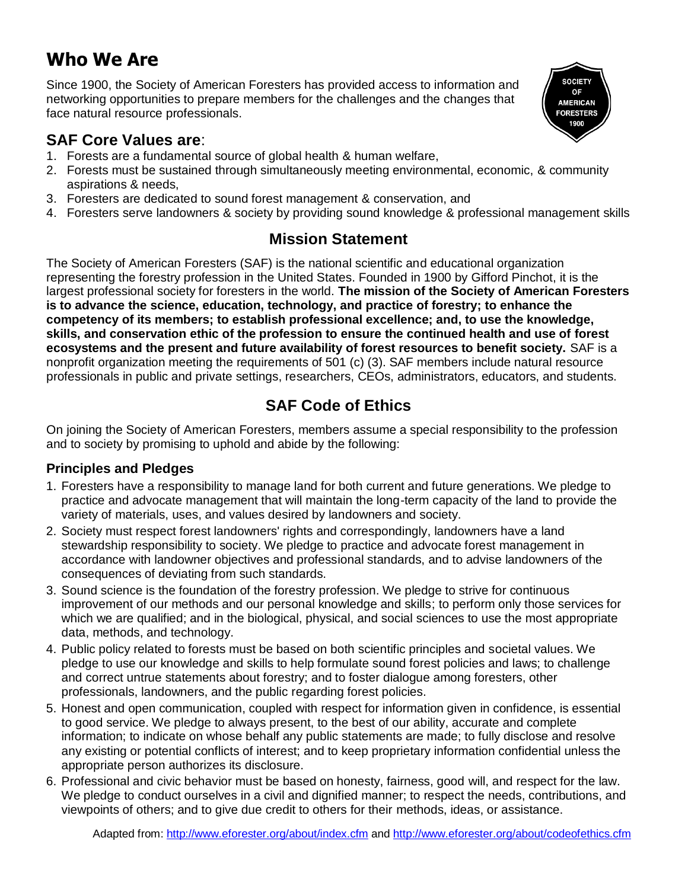# Who We Are

Since 1900, the Society of American Foresters has provided access to information and networking opportunities to prepare members for the challenges and the changes that face natural resource professionals.

## SAF Core Values are:

1. Forests are a fundamental source of global health & human welfare,
2. Forests must be sustained through simultaneously meeting environmental, economic, & community aspirations & needs,
3. Foresters are dedicated to sound forest management & conservation, and
4. Foresters serve landowners & society by providing sound knowledge & professional management skills

## Mission Statement

The Society of American Foresters (SAF) is the national scientific and educational organization representing the forestry profession in the United States. Founded in 1900 by Gifford Pinchot, it is the largest professional society for foresters in the world. **The mission of the Society of American Foresters is to advance the science, education, technology, and practice of forestry; to enhance the competency of its members; to establish professional excellence; and, to use the knowledge, skills, and conservation ethic of the profession to ensure the continued health and use of forest ecosystems and the present and future availability of forest resources to benefit society.** SAF is a nonprofit organization meeting the requirements of 501 (c) (3). SAF members include natural resource professionals in public and private settings, researchers, CEOs, administrators, educators, and students.

## SAF Code of Ethics

On joining the Society of American Foresters, members assume a special responsibility to the profession and to society by promising to uphold and abide by the following:

### Principles and Pledges

1. Foresters have a responsibility to manage land for both current and future generations. We pledge to practice and advocate management that will maintain the long-term capacity of the land to provide the variety of materials, uses, and values desired by landowners and society.
2. Society must respect forest landowners' rights and correspondingly, landowners have a land stewardship responsibility to society. We pledge to practice and advocate forest management in accordance with landowner objectives and professional standards, and to advise landowners of the consequences of deviating from such standards.
3. Sound science is the foundation of the forestry profession. We pledge to strive for continuous improvement of our methods and our personal knowledge and skills; to perform only those services for which we are qualified; and in the biological, physical, and social sciences to use the most appropriate data, methods, and technology.
4. Public policy related to forests must be based on both scientific principles and societal values. We pledge to use our knowledge and skills to help formulate sound forest policies and laws; to challenge and correct untrue statements about forestry; and to foster dialogue among foresters, other professionals, landowners, and the public regarding forest policies.
5. Honest and open communication, coupled with respect for information given in confidence, is essential to good service. We pledge to always present, to the best of our ability, accurate and complete information; to indicate on whose behalf any public statements are made; to fully disclose and resolve any existing or potential conflicts of interest; and to keep proprietary information confidential unless the appropriate person authorizes its disclosure.
6. Professional and civic behavior must be based on honesty, fairness, good will, and respect for the law. We pledge to conduct ourselves in a civil and dignified manner; to respect the needs, contributions, and viewpoints of others; and to give due credit to others for their methods, ideas, or assistance.

Adapted from: http://www.eforester.org/about/index.cfm and http://www.eforester.org/about/codeofethics.cfm